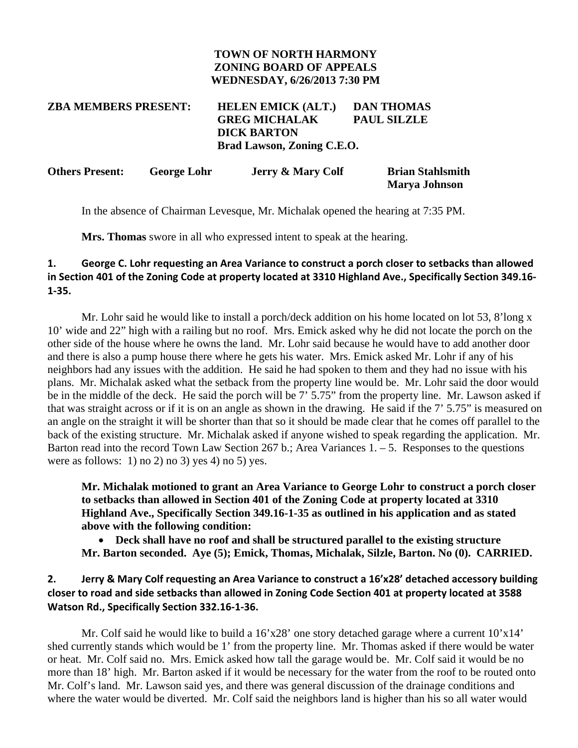**TOWN OF NORTH HARMONY**
**ZONING BOARD OF APPEALS**
**WEDNESDAY, 6/26/2013 7:30 PM**

**ZBA MEMBERS PRESENT:** **HELEN EMICK (ALT.)** **DAN THOMAS**
**GREG MICHALAK** **PAUL SILZLE**
**DICK BARTON**
**Brad Lawson, Zoning C.E.O.**

**Others Present:** **George Lohr** **Jerry & Mary Colf** **Brian Stahlsmith**
**Marya Johnson**

In the absence of Chairman Levesque, Mr. Michalak opened the hearing at 7:35 PM.

**Mrs. Thomas** swore in all who expressed intent to speak at the hearing.

**1. George C. Lohr requesting an Area Variance to construct a porch closer to setbacks than allowed in Section 401 of the Zoning Code at property located at 3310 Highland Ave., Specifically Section 349.16-1-35.**

Mr. Lohr said he would like to install a porch/deck addition on his home located on lot 53, 8'long x 10' wide and 22" high with a railing but no roof. Mrs. Emick asked why he did not locate the porch on the other side of the house where he owns the land. Mr. Lohr said because he would have to add another door and there is also a pump house there where he gets his water. Mrs. Emick asked Mr. Lohr if any of his neighbors had any issues with the addition. He said he had spoken to them and they had no issue with his plans. Mr. Michalak asked what the setback from the property line would be. Mr. Lohr said the door would be in the middle of the deck. He said the porch will be 7' 5.75" from the property line. Mr. Lawson asked if that was straight across or if it is on an angle as shown in the drawing. He said if the 7' 5.75" is measured on an angle on the straight it will be shorter than that so it should be made clear that he comes off parallel to the back of the existing structure. Mr. Michalak asked if anyone wished to speak regarding the application. Mr. Barton read into the record Town Law Section 267 b.; Area Variances 1. – 5. Responses to the questions were as follows: 1) no 2) no 3) yes 4) no 5) yes.

**Mr. Michalak motioned to grant an Area Variance to George Lohr to construct a porch closer to setbacks than allowed in Section 401 of the Zoning Code at property located at 3310 Highland Ave., Specifically Section 349.16-1-35 as outlined in his application and as stated above with the following condition:**

- **Deck shall have no roof and shall be structured parallel to the existing structure**

**Mr. Barton seconded. Aye (5); Emick, Thomas, Michalak, Silzle, Barton. No (0). CARRIED.**

**2. Jerry & Mary Colf requesting an Area Variance to construct a 16'x28' detached accessory building closer to road and side setbacks than allowed in Zoning Code Section 401 at property located at 3588 Watson Rd., Specifically Section 332.16-1-36.**

Mr. Colf said he would like to build a 16'x28' one story detached garage where a current 10'x14' shed currently stands which would be 1' from the property line. Mr. Thomas asked if there would be water or heat. Mr. Colf said no. Mrs. Emick asked how tall the garage would be. Mr. Colf said it would be no more than 18' high. Mr. Barton asked if it would be necessary for the water from the roof to be routed onto Mr. Colf's land. Mr. Lawson said yes, and there was general discussion of the drainage conditions and where the water would be diverted. Mr. Colf said the neighbors land is higher than his so all water would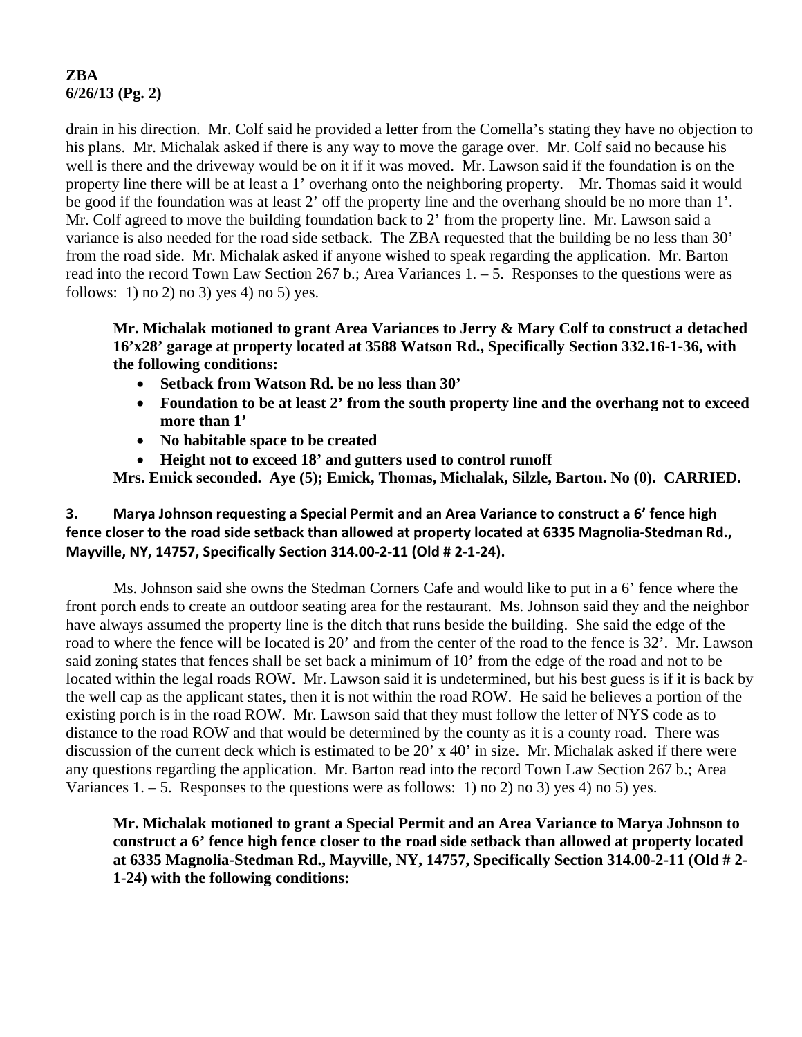drain in his direction. Mr. Colf said he provided a letter from the Comella's stating they have no objection to his plans. Mr. Michalak asked if there is any way to move the garage over. Mr. Colf said no because his well is there and the driveway would be on it if it was moved. Mr. Lawson said if the foundation is on the property line there will be at least a 1' overhang onto the neighboring property. Mr. Thomas said it would be good if the foundation was at least 2' off the property line and the overhang should be no more than 1'. Mr. Colf agreed to move the building foundation back to 2' from the property line. Mr. Lawson said a variance is also needed for the road side setback. The ZBA requested that the building be no less than 30' from the road side. Mr. Michalak asked if anyone wished to speak regarding the application. Mr. Barton read into the record Town Law Section 267 b.; Area Variances 1. – 5. Responses to the questions were as follows: 1) no 2) no 3) yes 4) no 5) yes.

**Mr. Michalak motioned to grant Area Variances to Jerry & Mary Colf to construct a detached 16'x28' garage at property located at 3588 Watson Rd., Specifically Section 332.16-1-36, with the following conditions:**

- **Setback from Watson Rd. be no less than 30'**
- **Foundation to be at least 2' from the south property line and the overhang not to exceed more than 1'**
- **No habitable space to be created**
- **Height not to exceed 18' and gutters used to control runoff**

**Mrs. Emick seconded. Aye (5); Emick, Thomas, Michalak, Silzle, Barton. No (0). CARRIED.**

**3. Marya Johnson requesting a Special Permit and an Area Variance to construct a 6' fence high fence closer to the road side setback than allowed at property located at 6335 Magnolia-Stedman Rd., Mayville, NY, 14757, Specifically Section 314.00-2-11 (Old # 2-1-24).**

Ms. Johnson said she owns the Stedman Corners Cafe and would like to put in a 6' fence where the front porch ends to create an outdoor seating area for the restaurant. Ms. Johnson said they and the neighbor have always assumed the property line is the ditch that runs beside the building. She said the edge of the road to where the fence will be located is 20' and from the center of the road to the fence is 32'. Mr. Lawson said zoning states that fences shall be set back a minimum of 10' from the edge of the road and not to be located within the legal roads ROW. Mr. Lawson said it is undetermined, but his best guess is if it is back by the well cap as the applicant states, then it is not within the road ROW. He said he believes a portion of the existing porch is in the road ROW. Mr. Lawson said that they must follow the letter of NYS code as to distance to the road ROW and that would be determined by the county as it is a county road. There was discussion of the current deck which is estimated to be 20' x 40' in size. Mr. Michalak asked if there were any questions regarding the application. Mr. Barton read into the record Town Law Section 267 b.; Area Variances 1. – 5. Responses to the questions were as follows: 1) no 2) no 3) yes 4) no 5) yes.

**Mr. Michalak motioned to grant a Special Permit and an Area Variance to Marya Johnson to construct a 6' fence high fence closer to the road side setback than allowed at property located at 6335 Magnolia-Stedman Rd., Mayville, NY, 14757, Specifically Section 314.00-2-11 (Old # 2-1-24) with the following conditions:**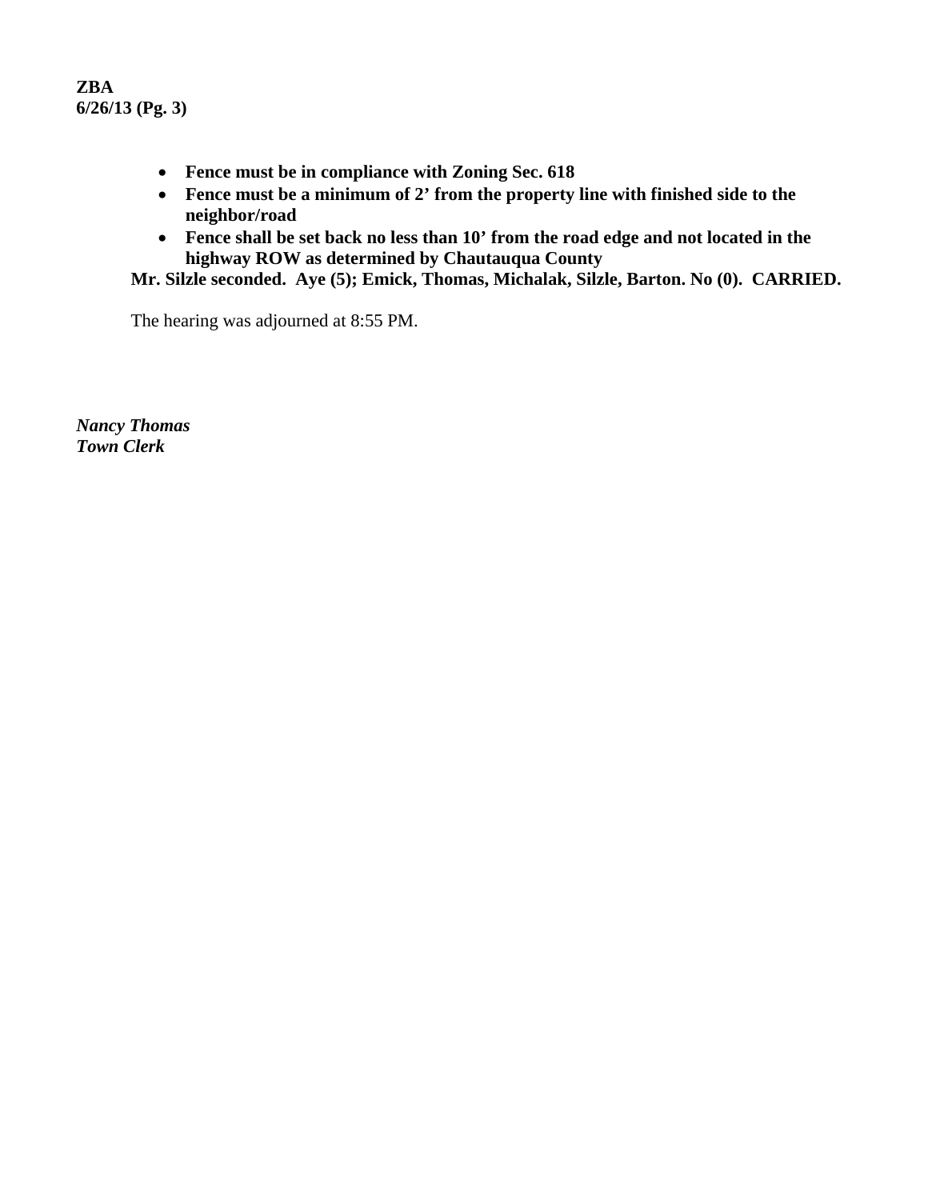- **Fence must be in compliance with Zoning Sec. 618**
- **Fence must be a minimum of 2' from the property line with finished side to the neighbor/road**
- **Fence shall be set back no less than 10' from the road edge and not located in the highway ROW as determined by Chautauqua County**

**Mr. Silzle seconded. Aye (5); Emick, Thomas, Michalak, Silzle, Barton. No (0). CARRIED.**

The hearing was adjourned at 8:55 PM.

***Nancy Thomas***
***Town Clerk***